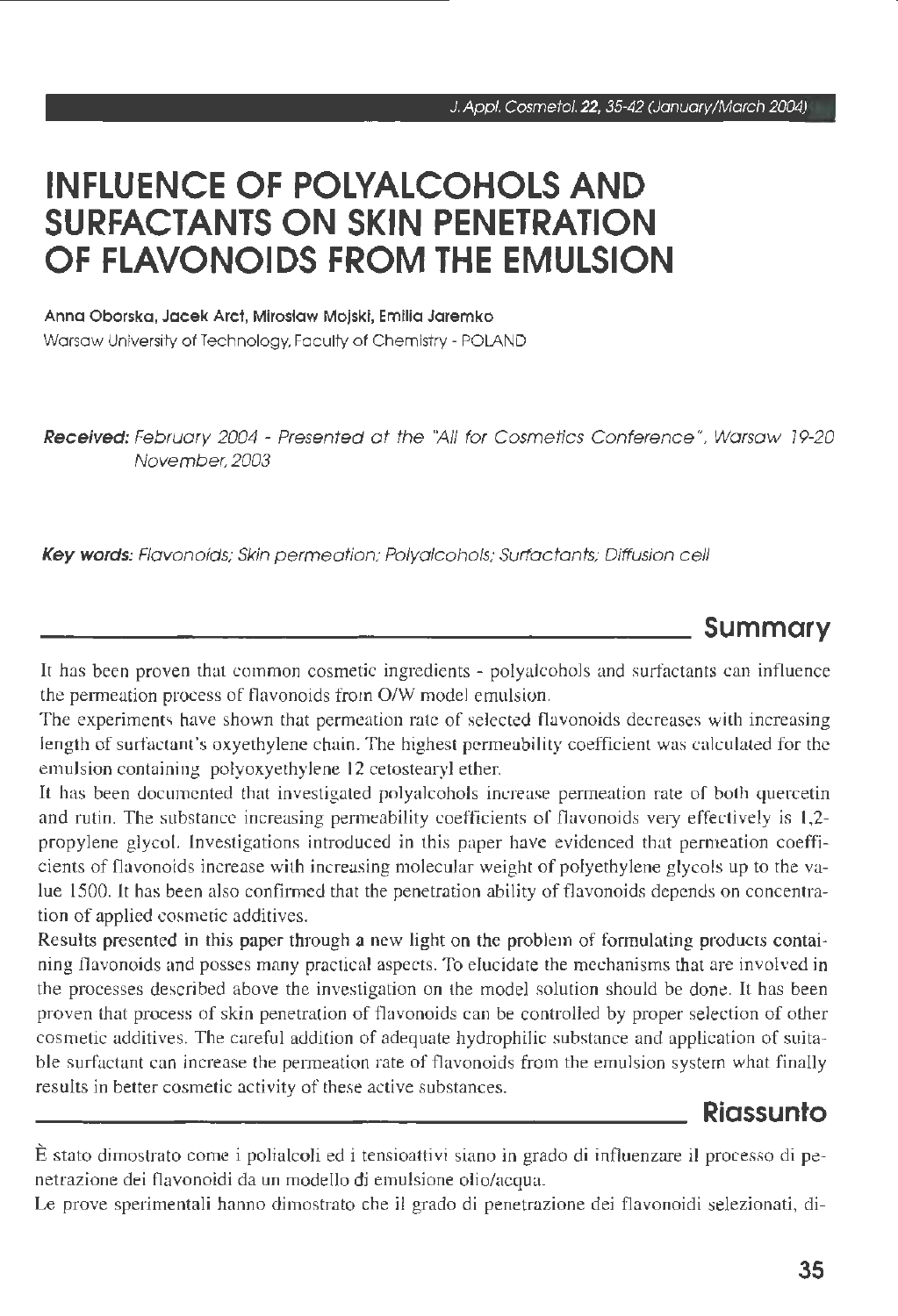# INFLUENCE OF POLYALCOHOLS AND SURFACTANTS ON SKIN PENETRATION OF FLAVONOIDS FROM THE EMULSION

**Anna Oborska, Jacek Arct, Mirosław Mojski, Emilia Jaremko**

Warsaw University of Technology, Faculty of Chemistry - POLAND

***Received:*** *February 2004 - Presented at the "All for Cosmetics Conference", Warsaw 19-20 November, 2003*

***Key words:*** *Flavonoids; Skin permeation; Polyalcohols; Surfactants; Diffusion cell*

## Summary

It has been proven that common cosmetic ingredients - polyalcohols and surfactants can influence the permeation process of flavonoids from O/W model emulsion.

The experiments have shown that permeation rate of selected flavonoids decreases with increasing length of surfactant's oxyethylene chain. The highest permeability coefficient was calculated for the emulsion containing polyoxyethylene 12 cetostearyl ether.

It has been documented that investigated polyalcohols increase permeation rate of both quercetin and rutin. The substance increasing permeability coefficients of flavonoids very effectively is 1,2-propylene glycol. Investigations introduced in this paper have evidenced that permeation coefficients of flavonoids increase with increasing molecular weight of polyethylene glycols up to the value 1500. It has been also confirmed that the penetration ability of flavonoids depends on concentration of applied cosmetic additives.

Results presented in this paper through a new light on the problem of formulating products containing flavonoids and posses many practical aspects. To elucidate the mechanisms that are involved in the processes described above the investigation on the model solution should be done. It has been proven that process of skin penetration of flavonoids can be controlled by proper selection of other cosmetic additives. The careful addition of adequate hydrophilic substance and application of suitable surfactant can increase the permeation rate of flavonoids from the emulsion system what finally results in better cosmetic activity of these active substances.

## Riassunto

È stato dimostrato come i polialcoli ed i tensioattivi siano in grado di influenzare il processo di penetrazione dei flavonoidi da un modello di emulsione olio/acqua.

Le prove sperimentali hanno dimostrato che il grado di penetrazione dei flavonoidi selezionati, di-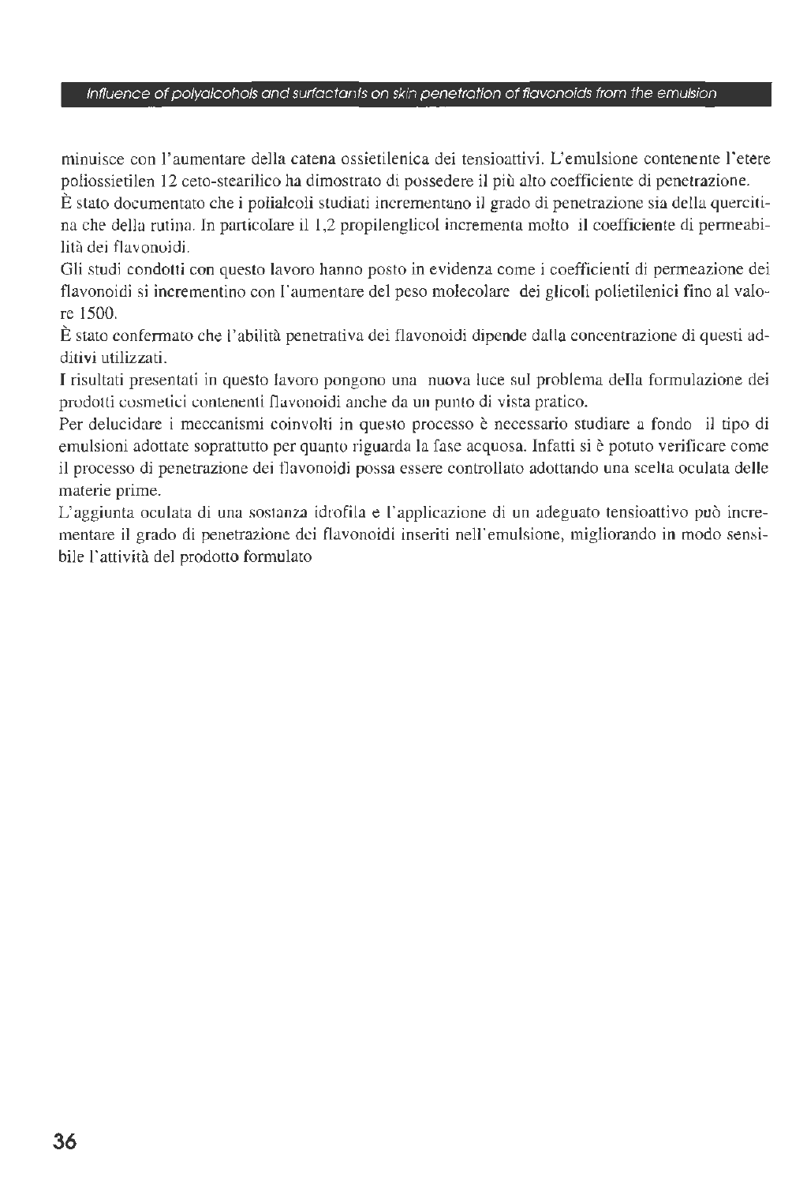minuisce con l'aumentare della catena ossietilenica dei tensioattivi. L'emulsione contenente l'etere poliossietilen 12 ceto-stearilico ha dimostrato di possedere il più alto coefficiente di penetrazione.

È stato documentato che i polialcoli studiati incrementano il grado di penetrazione sia della quercitina che della rutina. In particolare il 1,2 propilenglicol incrementa molto il coefficiente di permeabilità dei flavonoidi.

Gli studi condotti con questo lavoro hanno posto in evidenza come i coefficienti di permeazione dei flavonoidi si incrementino con l'aumentare del peso molecolare dei glicoli polietilenici fino al valore 1500.

È stato confermato che l'abilità penetrativa dei flavonoidi dipende dalla concentrazione di questi additivi utilizzati.

I risultati presentati in questo lavoro pongono una nuova luce sul problema della formulazione dei prodotti cosmetici contenenti flavonoidi anche da un punto di vista pratico.

Per delucidare i meccanismi coinvolti in questo processo è necessario studiare a fondo il tipo di emulsioni adottate soprattutto per quanto riguarda la fase acquosa. Infatti si è potuto verificare come il processo di penetrazione dei flavonoidi possa essere controllato adottando una scelta oculata delle materie prime.

L'aggiunta oculata di una sostanza idrofila e l'applicazione di un adeguato tensioattivo può incrementare il grado di penetrazione dei flavonoidi inseriti nell'emulsione, migliorando in modo sensibile l'attività del prodotto formulato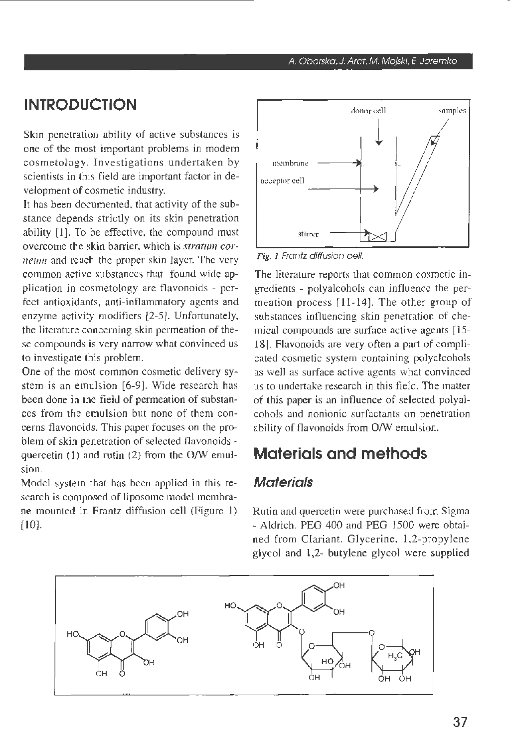# INTRODUCTION

Skin penetration ability of active substances is one of the most important problems in modern cosmetology. Investigations undertaken by scientists in this field are important factor in development of cosmetic industry.

It has been documented, that activity of the substance depends strictly on its skin penetration ability [1]. To be effective, the compound must overcome the skin barrier, which is *stratum corneum* and reach the proper skin layer. The very common active substances that found wide application in cosmetology are flavonoids - perfect antioxidants, anti-inflammatory agents and enzyme activity modifiers [2-5]. Unfortunately, the literature concerning skin permeation of these compounds is very narrow what convinced us to investigate this problem.

One of the most common cosmetic delivery system is an emulsion [6-9]. Wide research has been done in the field of permeation of substances from the emulsion but none of them concerns flavonoids. This paper focuses on the problem of skin penetration of selected flavonoids - quercetin (1) and rutin (2) from the O/W emulsion.

Model system that has been applied in this research is composed of liposome model membrane mounted in Frantz diffusion cell (Figure 1) [10].

*Fig. 1 Frantz diffusion cell.*

The literature reports that common cosmetic ingredients - polyalcohols can influence the permeation process [11-14]. The other group of substances influencing skin penetration of chemical compounds are surface active agents [15-18]. Flavonoids are very often a part of complicated cosmetic system containing polyalcohols as well as surface active agents what convinced us to undertake research in this field. The matter of this paper is an influence of selected polyalcohols and nonionic surfactants on penetration ability of flavonoids from O/W emulsion.

# Materials and methods

## Materials

Rutin and quercetin were purchased from Sigma - Aldrich. PEG 400 and PEG 1500 were obtained from Clariant. Glycerine, 1,2-propylene glycol and 1,2- butylene glycol were supplied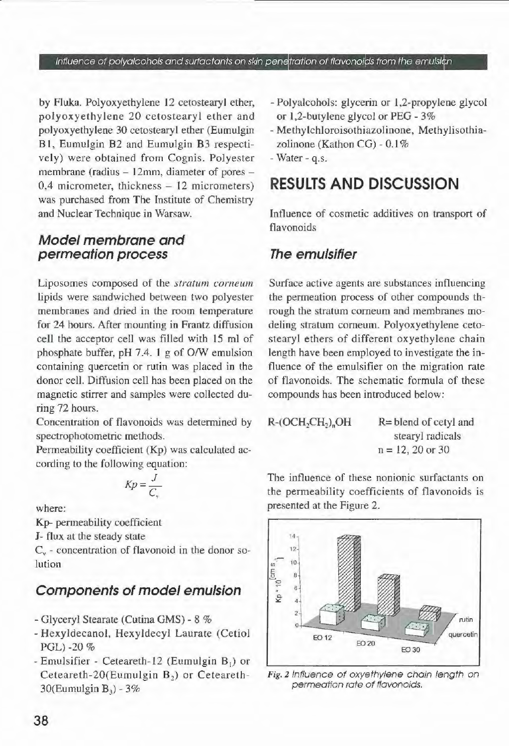by Fluka. Polyoxyethylene 12 cetostearyl ether, polyoxyethylene 20 cetostearyl ether and polyoxyethylene 30 cetostearyl ether (Eumulgin B1, Eumulgin B2 and Eumulgin B3 respectively) were obtained from Cognis. Polyester membrane (radius – 12mm, diameter of pores – 0,4 micrometer, thickness – 12 micrometers) was purchased from The Institute of Chemistry and Nuclear Technique in Warsaw.

### Model membrane and permeation process

Liposomes composed of the *stratum corneum* lipids were sandwiched between two polyester membranes and dried in the room temperature for 24 hours. After mounting in Frantz diffusion cell the acceptor cell was filled with 15 ml of phosphate buffer, pH 7.4. 1 g of O/W emulsion containing quercetin or rutin was placed in the donor cell. Diffusion cell has been placed on the magnetic stirrer and samples were collected during 72 hours.

Concentration of flavonoids was determined by spectrophotometric methods.

Permeability coefficient (Kp) was calculated according to the following equation:

$$Kp = \frac{J}{C_v}$$

where:

Kp- permeability coefficient

J- flux at the steady state

$C_v$ - concentration of flavonoid in the donor solution

### Components of model emulsion

- Glyceryl Stearate (Cutina GMS) - 8 %
- Hexyldecanol, Hexyldecyl Laurate (Cetiol PGL) -20 %
- Emulsifier - Ceteareth-12 (Eumulgin $B_1$) or Ceteareth-20(Eumulgin $B_2$) or Ceteareth-30(Eumulgin $B_3$) - 3%
- Polyalcohols: glycerin or 1,2-propylene glycol or 1,2-butylene glycol or PEG - 3%
- Methylchloroisothiazolinone, Methylisothiazolinone (Kathon CG) - 0.1%
- Water - q.s.

## RESULTS AND DISCUSSION

Influence of cosmetic additives on transport of flavonoids

### The emulsifier

Surface active agents are substances influencing the permeation process of other compounds through the stratum corneum and membranes modeling stratum corneum. Polyoxyethylene cetostearyl ethers of different oxyethylene chain length have been employed to investigate the influence of the emulsifier on the migration rate of flavonoids. The schematic formula of these compounds has been introduced below:

$R\text{-}(OCH_2CH_2)_nOH$ R= blend of cetyl and stearyl radicals $n = 12, 20$ or $30$

The influence of these nonionic surfactants on the permeability coefficients of flavonoids is presented at the Figure 2.

*Fig. 2 Influence of oxyethylene chain length on permeation rate of flavonoids.*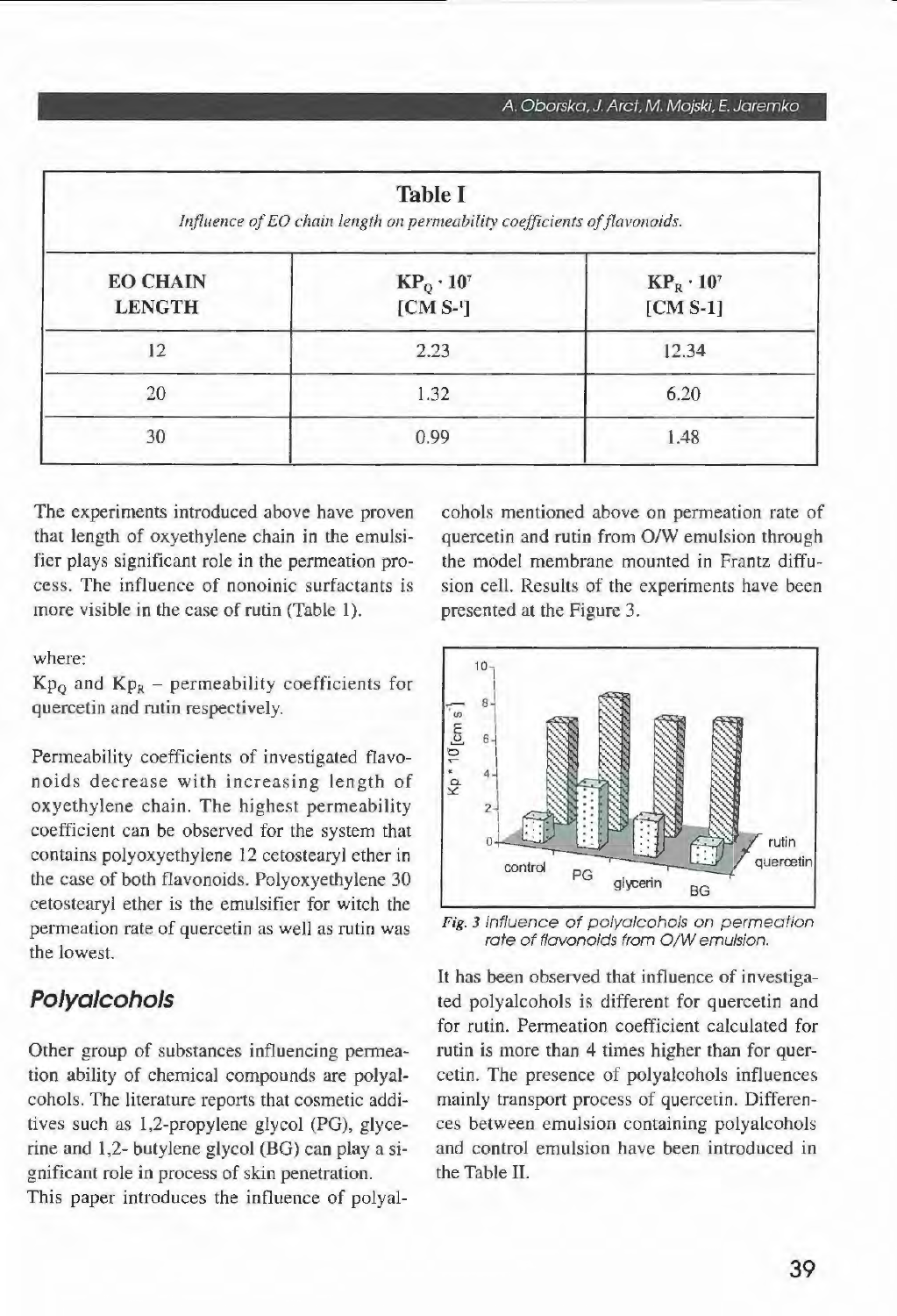**Table I**

*Influence of EO chain length on permeability coefficients of flavonoids.*

| EO CHAIN LENGTH | $KP_Q \cdot 10^7$ [CM S-¹] | $KP_R \cdot 10^7$ [CM S-1] |
|---|---|---|
| 12 | 2.23 | 12.34 |
| 20 | 1.32 | 6.20 |
| 30 | 0.99 | 1.48 |

The experiments introduced above have proven that length of oxyethylene chain in the emulsifier plays significant role in the permeation process. The influence of nonoinic surfactants is more visible in the case of rutin (Table 1).

where:
$Kp_Q$ and $Kp_R$ – permeability coefficients for quercetin and rutin respectively.

Permeability coefficients of investigated flavonoids decrease with increasing length of oxyethylene chain. The highest permeability coefficient can be observed for the system that contains polyoxyethylene 12 cetostearyl ether in the case of both flavonoids. Polyoxyethylene 30 cetostearyl ether is the emulsifier for witch the permeation rate of quercetin as well as rutin was the lowest.

## Polyalcohols

Other group of substances influencing permeation ability of chemical compounds are polyalcohols. The literature reports that cosmetic additives such as 1,2-propylene glycol (PG), glycerine and 1,2- butylene glycol (BG) can play a significant role in process of skin penetration.
This paper introduces the influence of polyalcohols mentioned above on permeation rate of quercetin and rutin from O/W emulsion through the model membrane mounted in Frantz diffusion cell. Results of the experiments have been presented at the Figure 3.

*Fig. 3 Influence of polyalcohols on permeation rate of flavonoids from O/W emulsion.*

It has been observed that influence of investigated polyalcohols is different for quercetin and for rutin. Permeation coefficient calculated for rutin is more than 4 times higher than for quercetin. The presence of polyalcohols influences mainly transport process of quercetin. Differences between emulsion containing polyalcohols and control emulsion have been introduced in the Table II.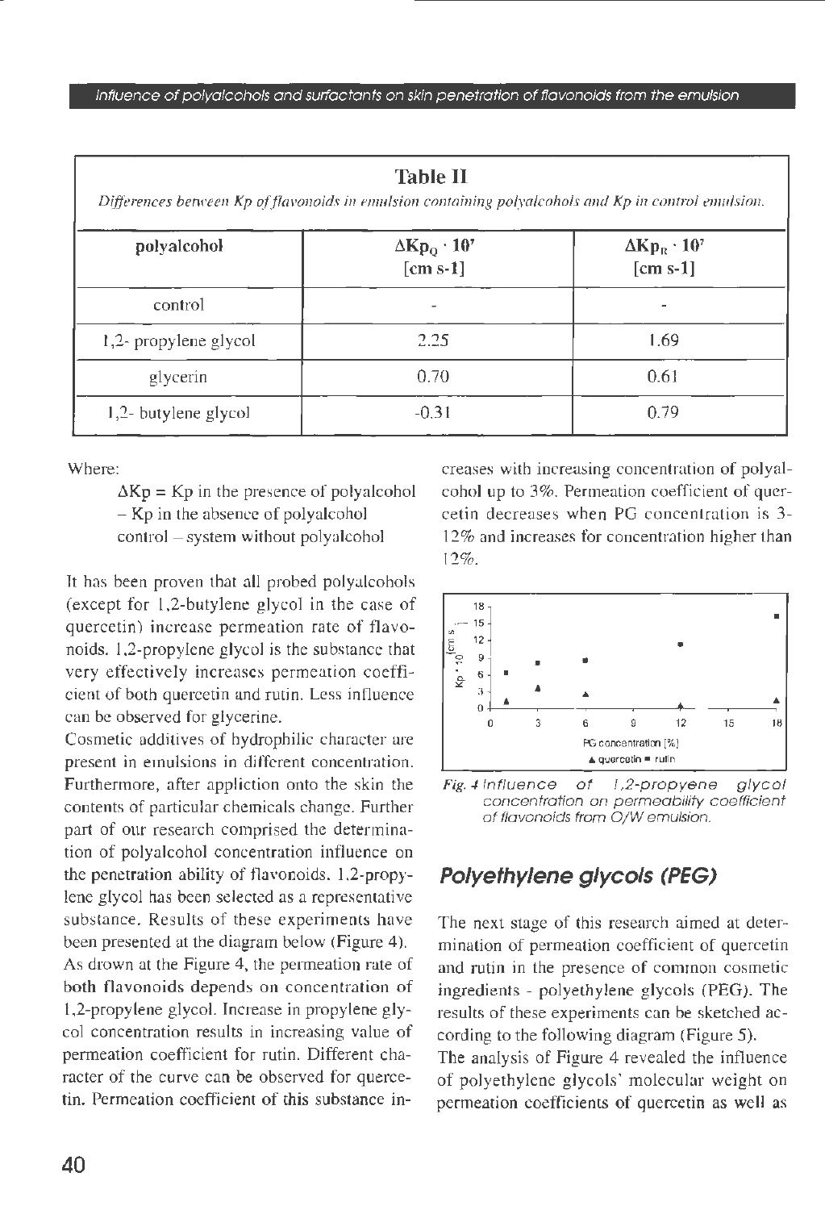**Table II**

*Differences between Kp of flavonoids in emulsion containing polyalcohols and Kp in control emulsion.*

| polyalcohol | $\Delta Kp_Q \cdot 10^7$ [cm s-1] | $\Delta Kp_R \cdot 10^7$ [cm s-1] |
|---|---|---|
| control | - | - |
| 1,2- propylene glycol | 2.25 | 1.69 |
| glycerin | 0.70 | 0.61 |
| 1,2- butylene glycol | -0.31 | 0.79 |

Where:

$\Delta Kp$ = Kp in the presence of polyalcohol – Kp in the absence of polyalcohol

control – system without polyalcohol

It has been proven that all probed polyalcohols (except for 1,2-butylene glycol in the case of quercetin) increase permeation rate of flavonoids. 1,2-propylene glycol is the substance that very effectively increases permeation coefficient of both quercetin and rutin. Less influence can be observed for glycerine.

Cosmetic additives of hydrophilic character are present in emulsions in different concentration. Furthermore, after appliction onto the skin the contents of particular chemicals change. Further part of our research comprised the determination of polyalcohol concentration influence on the penetration ability of flavonoids. 1,2-propylene glycol has been selected as a representative substance. Results of these experiments have been presented at the diagram below (Figure 4).

As drown at the Figure 4, the permeation rate of both flavonoids depends on concentration of 1,2-propylene glycol. Increase in propylene glycol concentration results in increasing value of permeation coefficient for rutin. Different character of the curve can be observed for quercetin. Permeation coefficient of this substance increases with increasing concentration of polyalcohol up to 3%. Permeation coefficient of quercetin decreases when PG concentration is 3-12% and increases for concentration higher than 12%.

*Fig. 4 Influence of 1,2-propyene glycol concentration on permeability coefficient of flavonoids from O/W emulsion.*

## Polyethylene glycols (PEG)

The next stage of this research aimed at determination of permeation coefficient of quercetin and rutin in the presence of common cosmetic ingredients - polyethylene glycols (PEG). The results of these experiments can be sketched according to the following diagram (Figure 5).

The analysis of Figure 4 revealed the influence of polyethylene glycols' molecular weight on permeation coefficients of quercetin as well as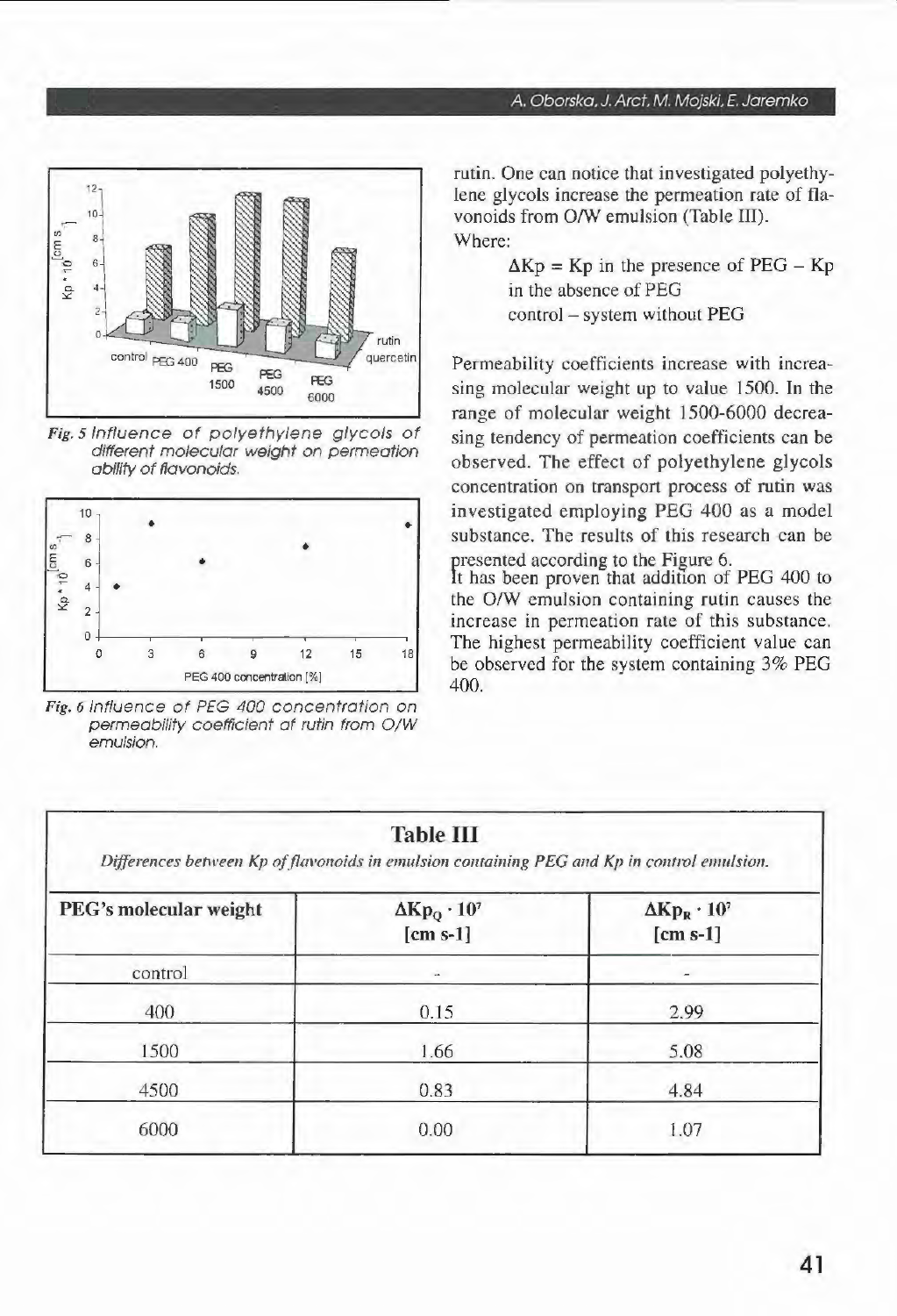Fig. 5 *Influence of polyethylene glycols of different molecular weight on permeation ability of flavonoids.*

Fig. 6 *Influence of PEG 400 concentration on permeability coefficient of rutin from O/W emulsion.*

rutin. One can notice that investigated polyethylene glycols increase the permeation rate of flavonoids from O/W emulsion (Table III).

Where:

$\Delta Kp = Kp$ in the presence of PEG – Kp in the absence of PEG

control – system without PEG

Permeability coefficients increase with increasing molecular weight up to value 1500. In the range of molecular weight 1500-6000 decreasing tendency of permeation coefficients can be observed. The effect of polyethylene glycols concentration on transport process of rutin was investigated employing PEG 400 as a model substance. The results of this research can be presented according to the Figure 6.

It has been proven that addition of PEG 400 to the O/W emulsion containing rutin causes the increase in permeation rate of this substance. The highest permeability coefficient value can be observed for the system containing 3% PEG 400.

**Table III**

*Differences between Kp of flavonoids in emulsion containing PEG and Kp in control emulsion.*

| PEG's molecular weight | $\Delta Kp_Q \cdot 10^7$ [cm s-1] | $\Delta Kp_R \cdot 10^7$ [cm s-1] |
|---|---|---|
| control | - | - |
| 400 | 0.15 | 2.99 |
| 1500 | 1.66 | 5.08 |
| 4500 | 0.83 | 4.84 |
| 6000 | 0.00 | 1.07 |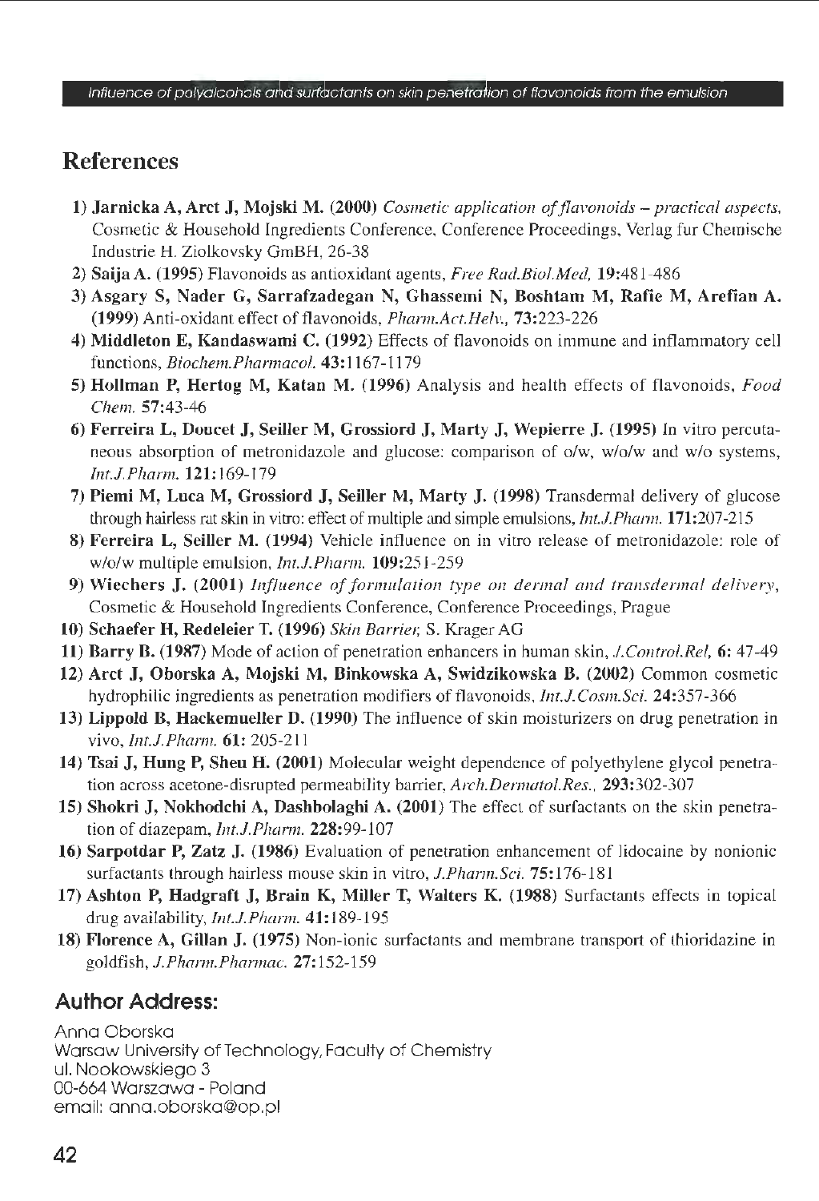## References

1) **Jarnicka A, Arct J, Mojski M. (2000)** *Cosmetic application of flavonoids – practical aspects*, Cosmetic & Household Ingredients Conference, Conference Proceedings, Verlag fur Chemische Industrie H. Ziolkovsky GmBH, 26-38
2) **Saija A. (1995)** Flavonoids as antioxidant agents, *Free Rad.Biol.Med*, **19:**481-486
3) **Asgary S, Nader G, Sarrafzadegan N, Ghassemi N, Boshtam M, Rafie M, Arefian A. (1999)** Anti-oxidant effect of flavonoids, *Pharm.Act.Helv.*, **73:**223-226
4) **Middleton E, Kandaswami C. (1992)** Effects of flavonoids on immune and inflammatory cell functions, *Biochem.Pharmacol.* **43:**1167-1179
5) **Hollman P, Hertog M, Katan M. (1996)** Analysis and health effects of flavonoids, *Food Chem.* **57:**43-46
6) **Ferreira L, Doucet J, Seiller M, Grossiord J, Marty J, Wepierre J. (1995)** In vitro percutaneous absorption of metronidazole and glucose: comparison of o/w, w/o/w and w/o systems, *Int.J.Pharm.* **121:**169-179
7) **Piemi M, Luca M, Grossiord J, Seiller M, Marty J. (1998)** Transdermal delivery of glucose through hairless rat skin in vitro: effect of multiple and simple emulsions, *Int.J.Pharm.* **171:**207-215
8) **Ferreira L, Seiller M. (1994)** Vehicle influence on in vitro release of metronidazole: role of w/o/w multiple emulsion, *Int.J.Pharm.* **109:**251-259
9) **Wiechers J. (2001)** *Influence of formulation type on dermal and transdermal delivery*, Cosmetic & Household Ingredients Conference, Conference Proceedings, Prague
10) **Schaefer H, Redeleier T. (1996)** *Skin Barrier*, S. Krager AG
11) **Barry B. (1987)** Mode of action of penetration enhancers in human skin, *J.Control.Rel*, **6:** 47-49
12) **Arct J, Oborska A, Mojski M, Binkowska A, Swidzikowska B. (2002)** Common cosmetic hydrophilic ingredients as penetration modifiers of flavonoids, *Int.J.Cosm.Sci.* **24:**357-366
13) **Lippold B, Hackemueller D. (1990)** The influence of skin moisturizers on drug penetration in vivo, *Int.J.Pharm.* **61:** 205-211
14) **Tsai J, Hung P, Sheu H. (2001)** Molecular weight dependence of polyethylene glycol penetration across acetone-disrupted permeability barrier, *Arch.Dermatol.Res.*, **293:**302-307
15) **Shokri J, Nokhodchi A, Dashbolaghi A. (2001)** The effect of surfactants on the skin penetration of diazepam, *Int.J.Pharm.* **228:**99-107
16) **Sarpotdar P, Zatz J. (1986)** Evaluation of penetration enhancement of lidocaine by nonionic surfactants through hairless mouse skin in vitro, *J.Pharm.Sci.* **75:**176-181
17) **Ashton P, Hadgraft J, Brain K, Miller T, Walters K. (1988)** Surfactants effects in topical drug availability, *Int.J.Pharm.* **41:**189-195
18) **Florence A, Gillan J. (1975)** Non-ionic surfactants and membrane transport of thioridazine in goldfish, *J.Pharm.Pharmac.* **27:**152-159

## Author Address:

Anna Oborska
Warsaw University of Technology, Faculty of Chemistry
ul. Noakowskiego 3
00-664 Warszawa - Poland
email: anna.oborska@op.pl